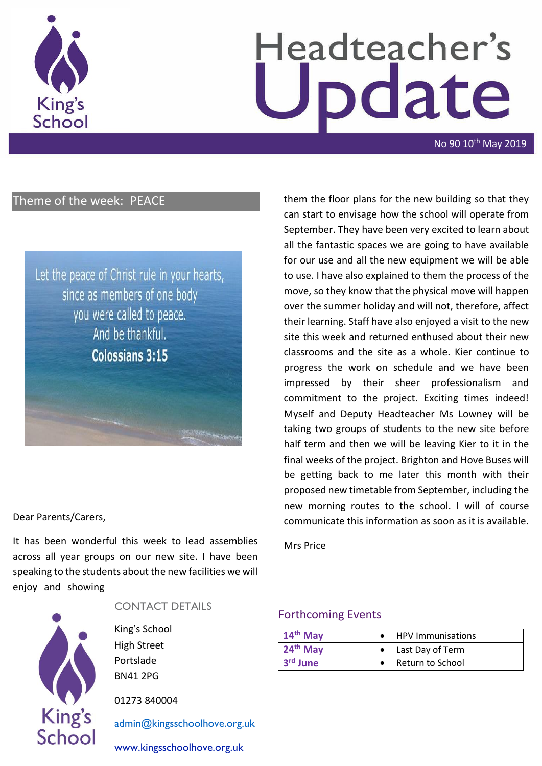# Headteacher's Update

No 90 10th May 2019

## Theme of the week: PEACE

Let the peace of Christ rule in your hearts, since as members of one body you were called to peace. And be thankful.

**Colossians 3:15**

Dear Parents/Carers,

It has been wonderful this week to lead assemblies across all year groups on our new site. I have been speaking to the students about the new facilities we will enjoy and showing them the floor plans for the new building so that they can start to envisage how the school will operate from September. They have been very excited to learn about all the fantastic spaces we are going to have available for our use and all the new equipment we will be able to use. I have also explained to them the process of the move, so they know that the physical move will happen over the summer holiday and will not, therefore, affect their learning. Staff have also enjoyed a visit to the new site this week and returned enthused about their new classrooms and the site as a whole. Kier continue to progress the work on schedule and we have been impressed by their sheer professionalism and commitment to the project. Exciting times indeed! Myself and Deputy Headteacher Ms Lowney will be taking two groups of students to the new site before half term and then we will be leaving Kier to it in the final weeks of the project. Brighton and Hove Buses will be getting back to me later this month with their proposed new timetable from September, including the new morning routes to the school. I will of course communicate this information as soon as it is available.

Mrs Price

## CONTACT DETAILS

King's School
High Street
Portslade
BN41 2PG

01273 840004

admin@kingsschoolhove.org.uk

www.kingsschoolhove.org.uk

## Forthcoming Events

| Date | Event |
| --- | --- |
| 14th May | HPV Immunisations |
| 24th May | Last Day of Term |
| 3rd June | Return to School |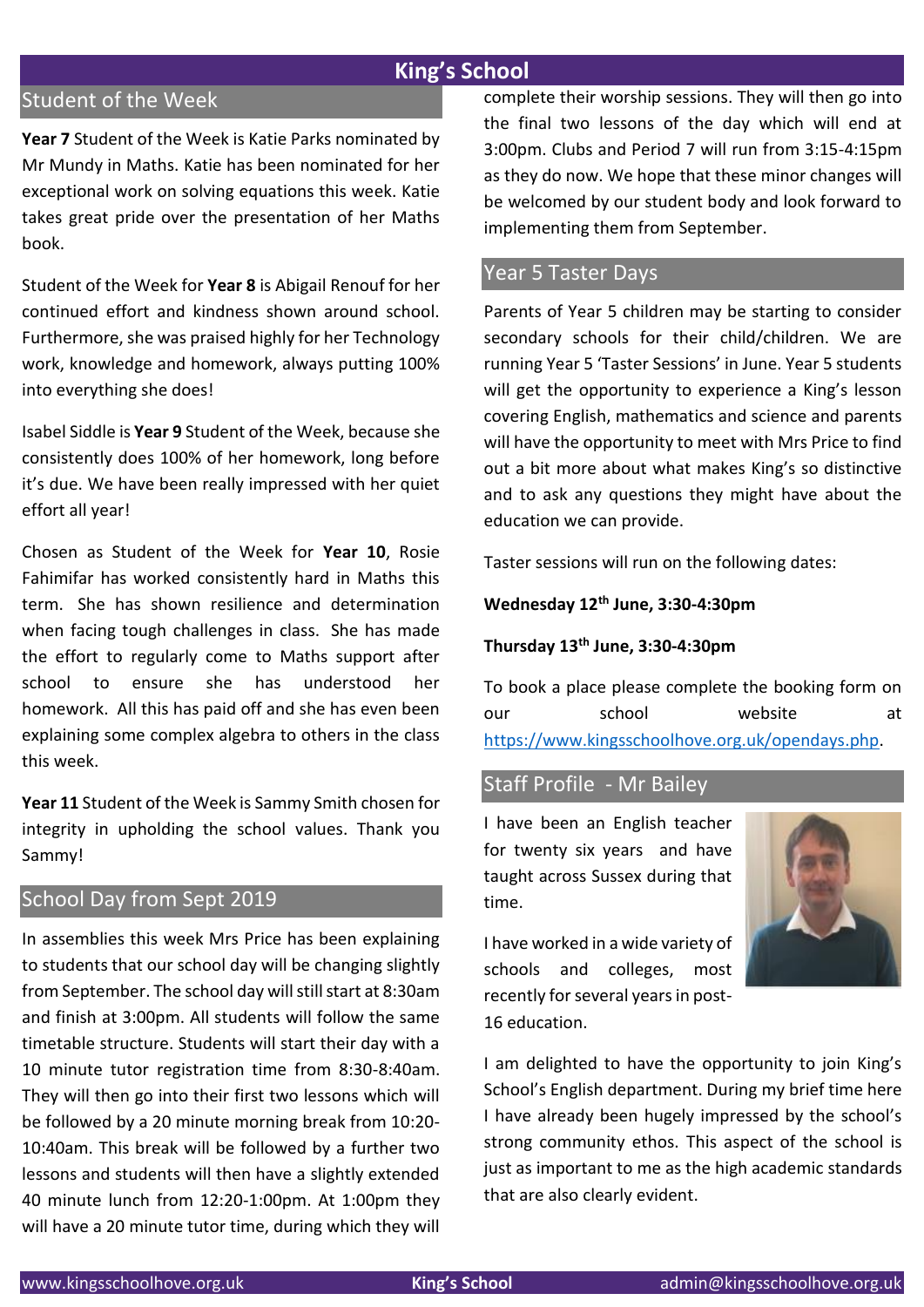# King's School

## Student of the Week

**Year 7** Student of the Week is Katie Parks nominated by Mr Mundy in Maths. Katie has been nominated for her exceptional work on solving equations this week. Katie takes great pride over the presentation of her Maths book.

Student of the Week for **Year 8** is Abigail Renouf for her continued effort and kindness shown around school. Furthermore, she was praised highly for her Technology work, knowledge and homework, always putting 100% into everything she does!

Isabel Siddle is **Year 9** Student of the Week, because she consistently does 100% of her homework, long before it's due. We have been really impressed with her quiet effort all year!

Chosen as Student of the Week for **Year 10**, Rosie Fahimifar has worked consistently hard in Maths this term. She has shown resilience and determination when facing tough challenges in class. She has made the effort to regularly come to Maths support after school to ensure she has understood her homework. All this has paid off and she has even been explaining some complex algebra to others in the class this week.

**Year 11** Student of the Week is Sammy Smith chosen for integrity in upholding the school values. Thank you Sammy!

## School Day from Sept 2019

In assemblies this week Mrs Price has been explaining to students that our school day will be changing slightly from September. The school day will still start at 8:30am and finish at 3:00pm. All students will follow the same timetable structure. Students will start their day with a 10 minute tutor registration time from 8:30-8:40am. They will then go into their first two lessons which will be followed by a 20 minute morning break from 10:20-10:40am. This break will be followed by a further two lessons and students will then have a slightly extended 40 minute lunch from 12:20-1:00pm. At 1:00pm they will have a 20 minute tutor time, during which they will complete their worship sessions. They will then go into the final two lessons of the day which will end at 3:00pm. Clubs and Period 7 will run from 3:15-4:15pm as they do now. We hope that these minor changes will be welcomed by our student body and look forward to implementing them from September.

## Year 5 Taster Days

Parents of Year 5 children may be starting to consider secondary schools for their child/children. We are running Year 5 'Taster Sessions' in June. Year 5 students will get the opportunity to experience a King's lesson covering English, mathematics and science and parents will have the opportunity to meet with Mrs Price to find out a bit more about what makes King's so distinctive and to ask any questions they might have about the education we can provide.

Taster sessions will run on the following dates:

**Wednesday 12th June, 3:30-4:30pm**

**Thursday 13th June, 3:30-4:30pm**

To book a place please complete the booking form on our school website at https://www.kingsschoolhove.org.uk/opendays.php.

## Staff Profile - Mr Bailey

I have been an English teacher for twenty six years and have taught across Sussex during that time.

I have worked in a wide variety of schools and colleges, most recently for several years in post-16 education.

I am delighted to have the opportunity to join King's School's English department. During my brief time here I have already been hugely impressed by the school's strong community ethos. This aspect of the school is just as important to me as the high academic standards that are also clearly evident.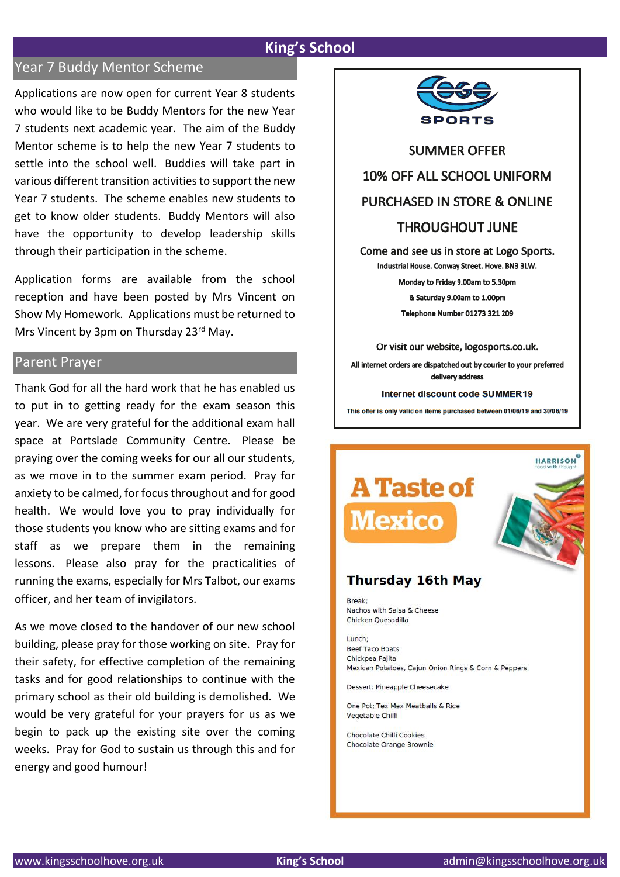# King's School

## Year 7 Buddy Mentor Scheme

Applications are now open for current Year 8 students who would like to be Buddy Mentors for the new Year 7 students next academic year. The aim of the Buddy Mentor scheme is to help the new Year 7 students to settle into the school well. Buddies will take part in various different transition activities to support the new Year 7 students. The scheme enables new students to get to know older students. Buddy Mentors will also have the opportunity to develop leadership skills through their participation in the scheme.

Application forms are available from the school reception and have been posted by Mrs Vincent on Show My Homework. Applications must be returned to Mrs Vincent by 3pm on Thursday 23rd May.

## Parent Prayer

Thank God for all the hard work that he has enabled us to put in to getting ready for the exam season this year. We are very grateful for the additional exam hall space at Portslade Community Centre. Please be praying over the coming weeks for our all our students, as we move in to the summer exam period. Pray for anxiety to be calmed, for focus throughout and for good health. We would love you to pray individually for those students you know who are sitting exams and for staff as we prepare them in the remaining lessons. Please also pray for the practicalities of running the exams, especially for Mrs Talbot, our exams officer, and her team of invigilators.

As we move closed to the handover of our new school building, please pray for those working on site. Pray for their safety, for effective completion of the remaining tasks and for good relationships to continue with the primary school as their old building is demolished. We would be very grateful for your prayers for us as we begin to pack up the existing site over the coming weeks. Pray for God to sustain us through this and for energy and good humour!

---

LOGO SPORTS

SUMMER OFFER

10% OFF ALL SCHOOL UNIFORM

PURCHASED IN STORE & ONLINE

THROUGHOUT JUNE

Come and see us in store at Logo Sports.

Industrial House. Conway Street. Hove. BN3 3LW.

Monday to Friday 9.00am to 5.30pm

& Saturday 9.00am to 1.00pm

Telephone Number 01273 321 209

Or visit our website, logosports.co.uk.

All internet orders are dispatched out by courier to your preferred delivery address

Internet discount code SUMMER19

This offer is only valid on items purchased between 01/06/19 and 30/06/19

---

HARRISON food with thought

# A Taste of Mexico

### Thursday 16th May

Break;
Nachos with Salsa & Cheese
Chicken Quesadilla

Lunch;
Beef Taco Boats
Chickpea Fajita
Mexican Potatoes, Cajun Onion Rings & Corn & Peppers

Dessert: Pineapple Cheesecake

One Pot; Tex Mex Meatballs & Rice
Vegetable Chilli

Chocolate Chilli Cookies
Chocolate Orange Brownie

www.kingsschoolhove.org.uk King's School admin@kingsschoolhove.org.uk